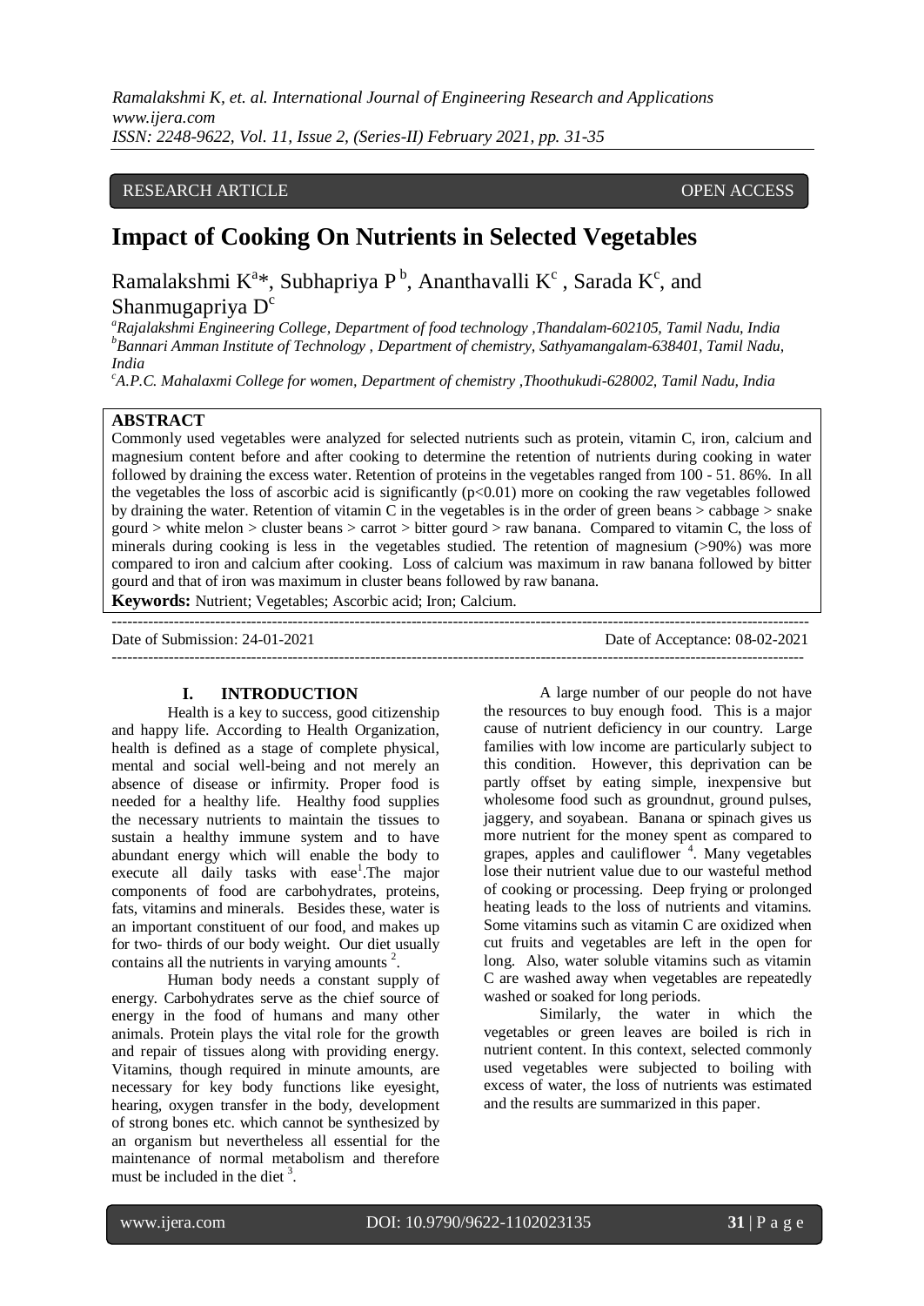RESEARCH ARTICLE OPEN ACCESS

# Impact of Cooking On Nutrients in Selected Vegetables

Ramalakshmi K[a]*, Subhapriya P[b], Ananthavalli K[c], Sarada K[c], and Shanmugapriya D[c]

[a]*Rajalakshmi Engineering College, Department of food technology ,Thandalam-602105, Tamil Nadu, India*
[b]*Bannari Amman Institute of Technology , Department of chemistry, Sathyamangalam-638401, Tamil Nadu, India*
[c]*A.P.C. Mahalaxmi College for women, Department of chemistry ,Thoothukudi-628002, Tamil Nadu, India*

## ABSTRACT

Commonly used vegetables were analyzed for selected nutrients such as protein, vitamin C, iron, calcium and magnesium content before and after cooking to determine the retention of nutrients during cooking in water followed by draining the excess water. Retention of proteins in the vegetables ranged from 100 - 51. 86%. In all the vegetables the loss of ascorbic acid is significantly ($p<0.01$) more on cooking the raw vegetables followed by draining the water. Retention of vitamin C in the vegetables is in the order of green beans > cabbage > snake gourd > white melon > cluster beans > carrot > bitter gourd > raw banana. Compared to vitamin C, the loss of minerals during cooking is less in the vegetables studied. The retention of magnesium (>90%) was more compared to iron and calcium after cooking. Loss of calcium was maximum in raw banana followed by bitter gourd and that of iron was maximum in cluster beans followed by raw banana.

**Keywords:** Nutrient; Vegetables; Ascorbic acid; Iron; Calcium.

---

Date of Submission: 24-01-2021 Date of Acceptance: 08-02-2021

---

## I. INTRODUCTION

Health is a key to success, good citizenship and happy life. According to Health Organization, health is defined as a stage of complete physical, mental and social well-being and not merely an absence of disease or infirmity. Proper food is needed for a healthy life. Healthy food supplies the necessary nutrients to maintain the tissues to sustain a healthy immune system and to have abundant energy which will enable the body to execute all daily tasks with ease[1].The major components of food are carbohydrates, proteins, fats, vitamins and minerals. Besides these, water is an important constituent of our food, and makes up for two- thirds of our body weight. Our diet usually contains all the nutrients in varying amounts [2].

Human body needs a constant supply of energy. Carbohydrates serve as the chief source of energy in the food of humans and many other animals. Protein plays the vital role for the growth and repair of tissues along with providing energy. Vitamins, though required in minute amounts, are necessary for key body functions like eyesight, hearing, oxygen transfer in the body, development of strong bones etc. which cannot be synthesized by an organism but nevertheless all essential for the maintenance of normal metabolism and therefore must be included in the diet [3].

A large number of our people do not have the resources to buy enough food. This is a major cause of nutrient deficiency in our country. Large families with low income are particularly subject to this condition. However, this deprivation can be partly offset by eating simple, inexpensive but wholesome food such as groundnut, ground pulses, jaggery, and soyabean. Banana or spinach gives us more nutrient for the money spent as compared to grapes, apples and cauliflower [4]. Many vegetables lose their nutrient value due to our wasteful method of cooking or processing. Deep frying or prolonged heating leads to the loss of nutrients and vitamins. Some vitamins such as vitamin C are oxidized when cut fruits and vegetables are left in the open for long. Also, water soluble vitamins such as vitamin C are washed away when vegetables are repeatedly washed or soaked for long periods.

Similarly, the water in which the vegetables or green leaves are boiled is rich in nutrient content. In this context, selected commonly used vegetables were subjected to boiling with excess of water, the loss of nutrients was estimated and the results are summarized in this paper.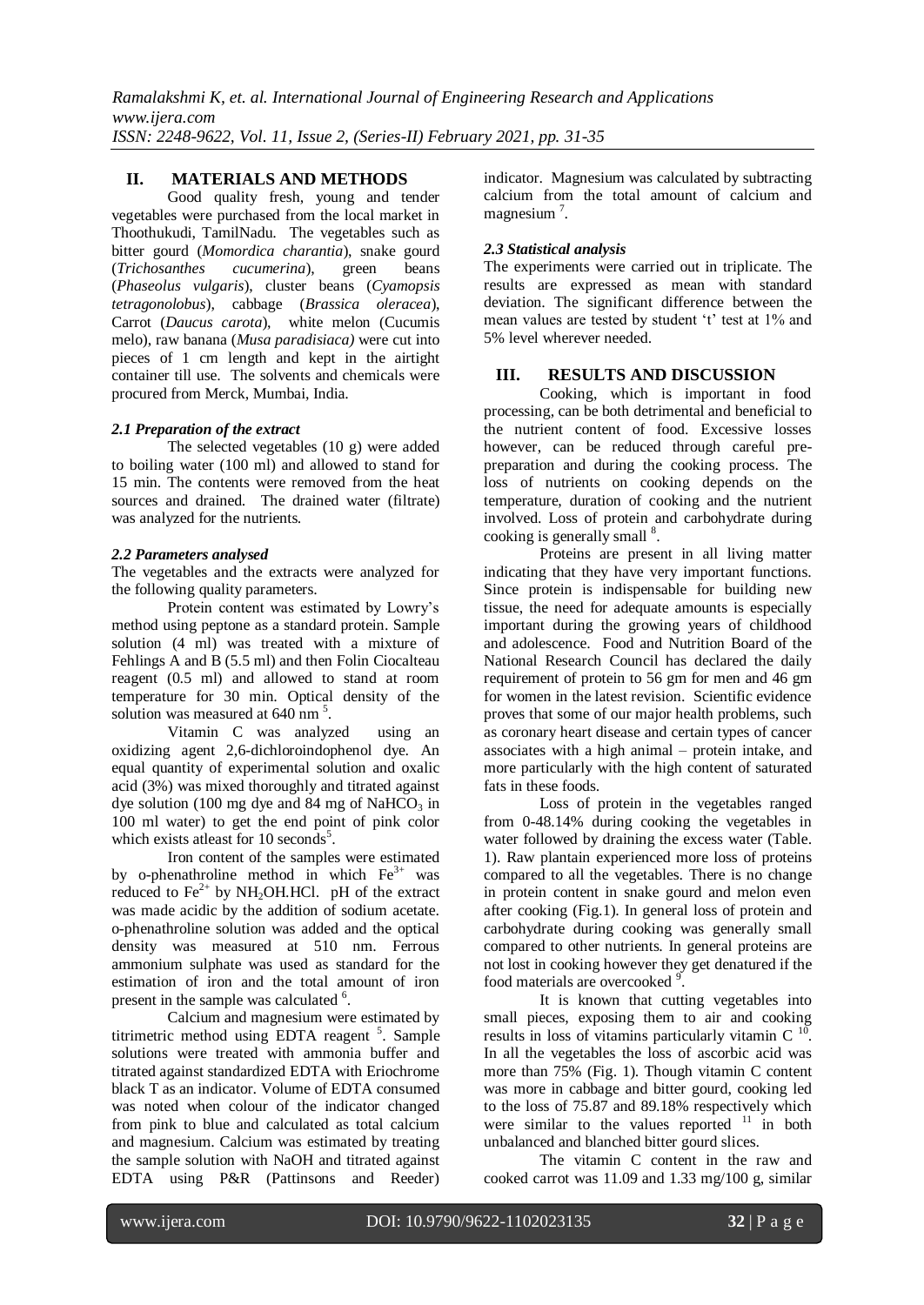## II. MATERIALS AND METHODS

Good quality fresh, young and tender vegetables were purchased from the local market in Thoothukudi, TamilNadu. The vegetables such as bitter gourd (*Momordica charantia*), snake gourd (*Trichosanthes cucumerina*), green beans (*Phaseolus vulgaris*), cluster beans (*Cyamopsis tetragonolobus*), cabbage (*Brassica oleracea*), Carrot (*Daucus carota*), white melon (Cucumis melo), raw banana (*Musa paradisiaca)* were cut into pieces of 1 cm length and kept in the airtight container till use. The solvents and chemicals were procured from Merck, Mumbai, India.

### *2.1 Preparation of the extract*

The selected vegetables (10 g) were added to boiling water (100 ml) and allowed to stand for 15 min. The contents were removed from the heat sources and drained. The drained water (filtrate) was analyzed for the nutrients.

### *2.2 Parameters analysed*

The vegetables and the extracts were analyzed for the following quality parameters.

Protein content was estimated by Lowry's method using peptone as a standard protein. Sample solution (4 ml) was treated with a mixture of Fehlings A and B (5.5 ml) and then Folin Ciocalteau reagent (0.5 ml) and allowed to stand at room temperature for 30 min. Optical density of the solution was measured at 640 nm [5].

Vitamin C was analyzed using an oxidizing agent 2,6-dichloroindophenol dye. An equal quantity of experimental solution and oxalic acid (3%) was mixed thoroughly and titrated against dye solution (100 mg dye and 84 mg of $NaHCO_3$ in 100 ml water) to get the end point of pink color which exists atleast for 10 seconds[5].

Iron content of the samples were estimated by o-phenathroline method in which $Fe^{3+}$ was reduced to $Fe^{2+}$ by $NH_2OH.HCl$. pH of the extract was made acidic by the addition of sodium acetate. o-phenathroline solution was added and the optical density was measured at 510 nm. Ferrous ammonium sulphate was used as standard for the estimation of iron and the total amount of iron present in the sample was calculated [6].

Calcium and magnesium were estimated by titrimetric method using EDTA reagent [5]. Sample solutions were treated with ammonia buffer and titrated against standardized EDTA with Eriochrome black T as an indicator. Volume of EDTA consumed was noted when colour of the indicator changed from pink to blue and calculated as total calcium and magnesium. Calcium was estimated by treating the sample solution with NaOH and titrated against EDTA using P&R (Pattinsons and Reeder) indicator. Magnesium was calculated by subtracting calcium from the total amount of calcium and magnesium [7].

### *2.3 Statistical analysis*

The experiments were carried out in triplicate. The results are expressed as mean with standard deviation. The significant difference between the mean values are tested by student 't' test at 1% and 5% level wherever needed.

## III. RESULTS AND DISCUSSION

Cooking, which is important in food processing, can be both detrimental and beneficial to the nutrient content of food. Excessive losses however, can be reduced through careful pre-preparation and during the cooking process. The loss of nutrients on cooking depends on the temperature, duration of cooking and the nutrient involved. Loss of protein and carbohydrate during cooking is generally small [8].

Proteins are present in all living matter indicating that they have very important functions. Since protein is indispensable for building new tissue, the need for adequate amounts is especially important during the growing years of childhood and adolescence. Food and Nutrition Board of the National Research Council has declared the daily requirement of protein to 56 gm for men and 46 gm for women in the latest revision. Scientific evidence proves that some of our major health problems, such as coronary heart disease and certain types of cancer associates with a high animal – protein intake, and more particularly with the high content of saturated fats in these foods.

Loss of protein in the vegetables ranged from 0-48.14% during cooking the vegetables in water followed by draining the excess water (Table. 1). Raw plantain experienced more loss of proteins compared to all the vegetables. There is no change in protein content in snake gourd and melon even after cooking (Fig.1). In general loss of protein and carbohydrate during cooking was generally small compared to other nutrients. In general proteins are not lost in cooking however they get denatured if the food materials are overcooked [9].

It is known that cutting vegetables into small pieces, exposing them to air and cooking results in loss of vitamins particularly vitamin C [10]. In all the vegetables the loss of ascorbic acid was more than 75% (Fig. 1). Though vitamin C content was more in cabbage and bitter gourd, cooking led to the loss of 75.87 and 89.18% respectively which were similar to the values reported [11] in both unbalanced and blanched bitter gourd slices.

The vitamin C content in the raw and cooked carrot was 11.09 and 1.33 mg/100 g, similar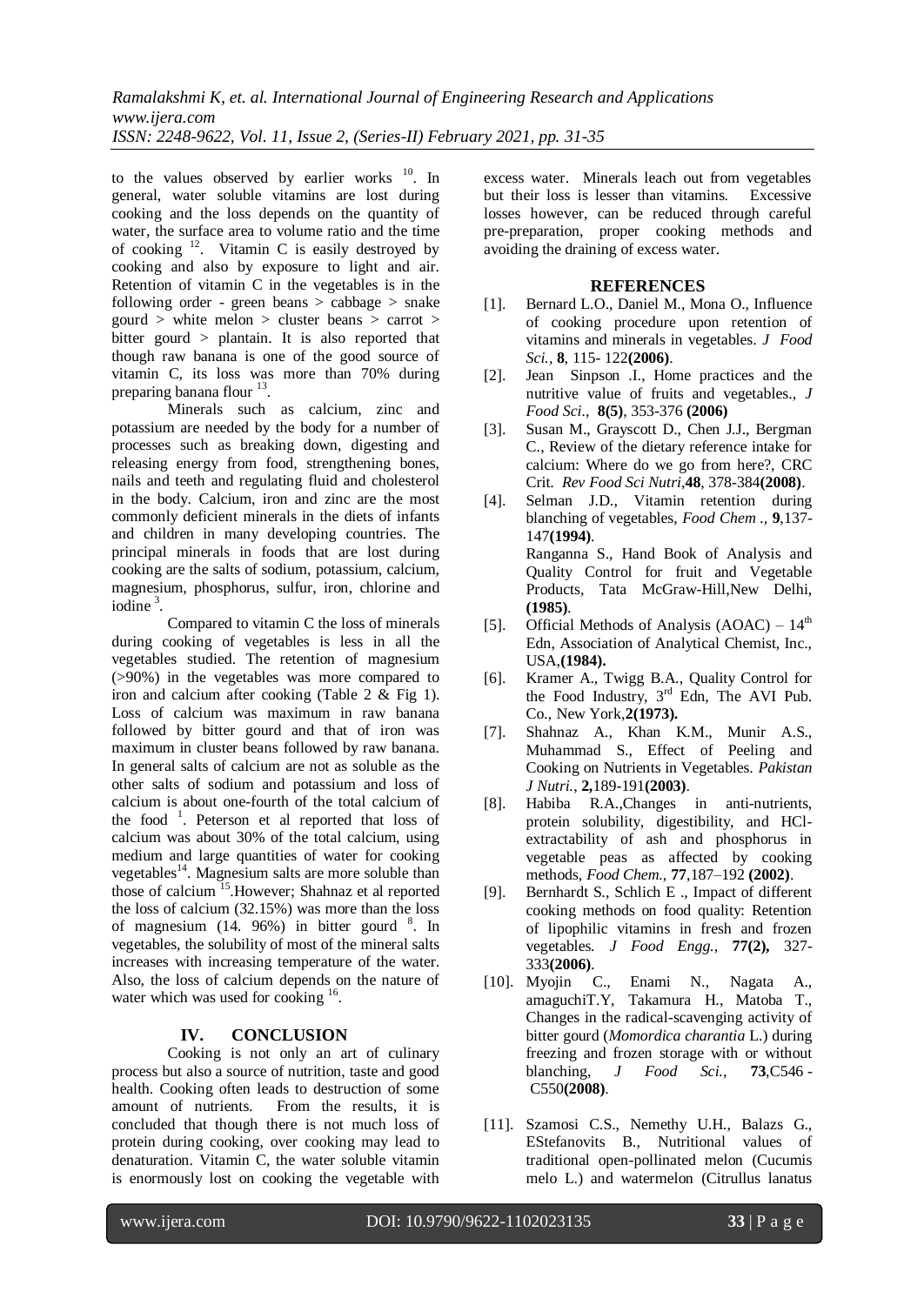to the values observed by earlier works [10]. In general, water soluble vitamins are lost during cooking and the loss depends on the quantity of water, the surface area to volume ratio and the time of cooking [12]. Vitamin C is easily destroyed by cooking and also by exposure to light and air. Retention of vitamin C in the vegetables is in the following order - green beans > cabbage > snake gourd > white melon > cluster beans > carrot > bitter gourd > plantain. It is also reported that though raw banana is one of the good source of vitamin C, its loss was more than 70% during preparing banana flour [13].

Minerals such as calcium, zinc and potassium are needed by the body for a number of processes such as breaking down, digesting and releasing energy from food, strengthening bones, nails and teeth and regulating fluid and cholesterol in the body. Calcium, iron and zinc are the most commonly deficient minerals in the diets of infants and children in many developing countries. The principal minerals in foods that are lost during cooking are the salts of sodium, potassium, calcium, magnesium, phosphorus, sulfur, iron, chlorine and iodine [3].

Compared to vitamin C the loss of minerals during cooking of vegetables is less in all the vegetables studied. The retention of magnesium (>90%) in the vegetables was more compared to iron and calcium after cooking (Table 2 & Fig 1). Loss of calcium was maximum in raw banana followed by bitter gourd and that of iron was maximum in cluster beans followed by raw banana. In general salts of calcium are not as soluble as the other salts of sodium and potassium and loss of calcium is about one-fourth of the total calcium of the food [1]. Peterson et al reported that loss of calcium was about 30% of the total calcium, using medium and large quantities of water for cooking vegetables[14]. Magnesium salts are more soluble than those of calcium [15].However; Shahnaz et al reported the loss of calcium (32.15%) was more than the loss of magnesium (14. 96%) in bitter gourd [8]. In vegetables, the solubility of most of the mineral salts increases with increasing temperature of the water. Also, the loss of calcium depends on the nature of water which was used for cooking [16].

## IV. CONCLUSION

Cooking is not only an art of culinary process but also a source of nutrition, taste and good health. Cooking often leads to destruction of some amount of nutrients. From the results, it is concluded that though there is not much loss of protein during cooking, over cooking may lead to denaturation. Vitamin C, the water soluble vitamin is enormously lost on cooking the vegetable with excess water. Minerals leach out from vegetables but their loss is lesser than vitamins. Excessive losses however, can be reduced through careful pre-preparation, proper cooking methods and avoiding the draining of excess water.

## REFERENCES

[1]. Bernard L.O., Daniel M., Mona O., Influence of cooking procedure upon retention of vitamins and minerals in vegetables. *J Food Sci.*, **8**, 115- 122**(2006)**.

[2]. Jean Sinpson .I., Home practices and the nutritive value of fruits and vegetables., *J Food Sci.*, **8(5)**, 353-376 **(2006)**

[3]. Susan M., Grayscott D., Chen J.J., Bergman C., Review of the dietary reference intake for calcium: Where do we go from here?, CRC Crit. *Rev Food Sci Nutri*,**48**, 378-384**(2008)**.

[4]. Selman J.D., Vitamin retention during blanching of vegetables, *Food Chem .*, **9**,137-147**(1994)**.
Ranganna S., Hand Book of Analysis and Quality Control for fruit and Vegetable Products, Tata McGraw-Hill,New Delhi, **(1985)**.

[5]. Official Methods of Analysis (AOAC) – 14th Edn, Association of Analytical Chemist, Inc., USA,**(1984).**

[6]. Kramer A., Twigg B.A., Quality Control for the Food Industry, 3rd Edn, The AVI Pub. Co., New York,**2(1973).**

[7]. Shahnaz A., Khan K.M., Munir A.S., Muhammad S., Effect of Peeling and Cooking on Nutrients in Vegetables. *Pakistan J Nutri.*, **2,**189-191**(2003)**.

[8]. Habiba R.A.,Changes in anti-nutrients, protein solubility, digestibility, and HCl-extractability of ash and phosphorus in vegetable peas as affected by cooking methods, *Food Chem.*, **77**,187–192 **(2002)**.

[9]. Bernhardt S., Schlich E ., Impact of different cooking methods on food quality: Retention of lipophilic vitamins in fresh and frozen vegetables. *J Food Engg.*, **77(2),** 327-333**(2006)**.

[10]. Myojin C., Enami N., Nagata A., amaguchiT.Y, Takamura H., Matoba T., Changes in the radical-scavenging activity of bitter gourd (*Momordica charantia* L.) during freezing and frozen storage with or without blanching, *J Food Sci.*, **73**,C546 - C550**(2008)**.

[11]. Szamosi C.S., Nemethy U.H., Balazs G., EStefanovits B., Nutritional values of traditional open-pollinated melon (Cucumis melo L.) and watermelon (Citrullus lanatus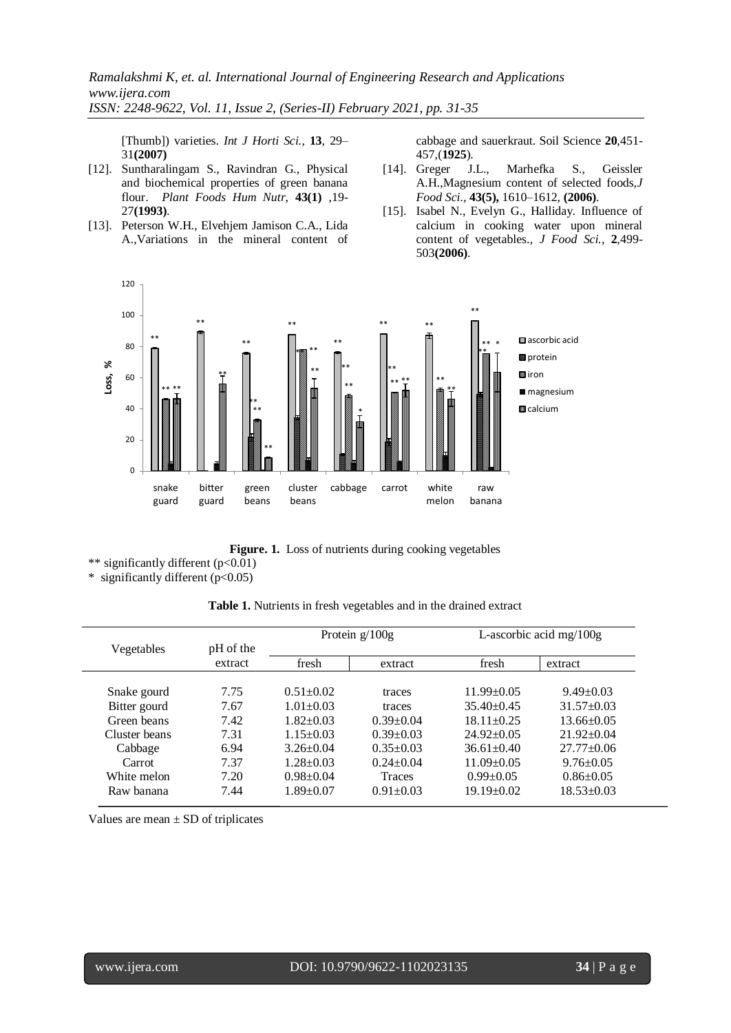[Thumb]) varieties. *Int J Horti Sci.*, **13**, 29–31**(2007)**

[12]. Suntharalingam S., Ravindran G., Physical and biochemical properties of green banana flour. *Plant Foods Hum Nutr*, **43(1)** ,19-27**(1993)**.

[13]. Peterson W.H., Elvehjem Jamison C.A., Lida A.,Variations in the mineral content of cabbage and sauerkraut. Soil Science **20**,451-457,(**1925**).

[14]. Greger J.L., Marhefka S., Geissler A.H.,Magnesium content of selected foods,*J Food Sci.*, **43(5),** 1610–1612, **(2006)**.

[15]. Isabel N., Evelyn G., Halliday. Influence of calcium in cooking water upon mineral content of vegetables., *J Food Sci.*, **2**,499-503**(2006)**.

**Figure. 1.** Loss of nutrients during cooking vegetables

** significantly different ($p<0.01$)

* significantly different ($p<0.05$)

**Table 1.** Nutrients in fresh vegetables and in the drained extract

| Vegetables | pH of the extract | Protein g/100g | | L-ascorbic acid mg/100g | |
|---|---|---|---|---|---|
| | | fresh | extract | fresh | extract |
| Snake gourd | 7.75 | 0.51±0.02 | traces | 11.99±0.05 | 9.49±0.03 |
| Bitter gourd | 7.67 | 1.01±0.03 | traces | 35.40±0.45 | 31.57±0.03 |
| Green beans | 7.42 | 1.82±0.03 | 0.39±0.04 | 18.11±0.25 | 13.66±0.05 |
| Cluster beans | 7.31 | 1.15±0.03 | 0.39±0.03 | 24.92±0.05 | 21.92±0.04 |
| Cabbage | 6.94 | 3.26±0.04 | 0.35±0.03 | 36.61±0.40 | 27.77±0.06 |
| Carrot | 7.37 | 1.28±0.03 | 0.24±0.04 | 11.09±0.05 | 9.76±0.05 |
| White melon | 7.20 | 0.98±0.04 | Traces | 0.99±0.05 | 0.86±0.05 |
| Raw banana | 7.44 | 1.89±0.07 | 0.91±0.03 | 19.19±0.02 | 18.53±0.03 |

Values are mean ± SD of triplicates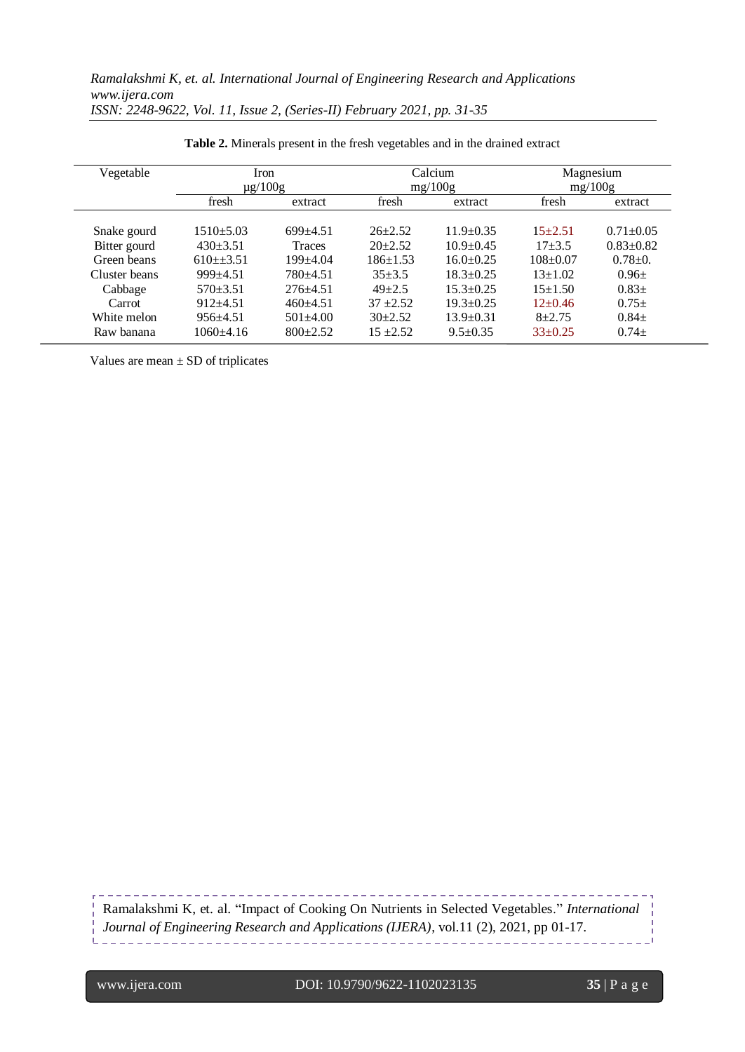**Table 2.** Minerals present in the fresh vegetables and in the drained extract

| Vegetable | Iron µg/100g | | Calcium mg/100g | | Magnesium mg/100g | |
|---|---|---|---|---|---|---|
| | fresh | extract | fresh | extract | fresh | extract |
| Snake gourd | 1510±5.03 | 699±4.51 | 26±2.52 | 11.9±0.35 | 15±2.51 | 0.71±0.05 |
| Bitter gourd | 430±3.51 | Traces | 20±2.52 | 10.9±0.45 | 17±3.5 | 0.83±0.82 |
| Green beans | 610±±3.51 | 199±4.04 | 186±1.53 | 16.0±0.25 | 108±0.07 | 0.78±0. |
| Cluster beans | 999±4.51 | 780±4.51 | 35±3.5 | 18.3±0.25 | 13±1.02 | 0.96± |
| Cabbage | 570±3.51 | 276±4.51 | 49±2.5 | 15.3±0.25 | 15±1.50 | 0.83± |
| Carrot | 912±4.51 | 460±4.51 | 37 ±2.52 | 19.3±0.25 | 12±0.46 | 0.75± |
| White melon | 956±4.51 | 501±4.00 | 30±2.52 | 13.9±0.31 | 8±2.75 | 0.84± |
| Raw banana | 1060±4.16 | 800±2.52 | 15 ±2.52 | 9.5±0.35 | 33±0.25 | 0.74± |

Values are mean ± SD of triplicates

Ramalakshmi K, et. al. "Impact of Cooking On Nutrients in Selected Vegetables." *International Journal of Engineering Research and Applications (IJERA)*, vol.11 (2), 2021, pp 01-17.